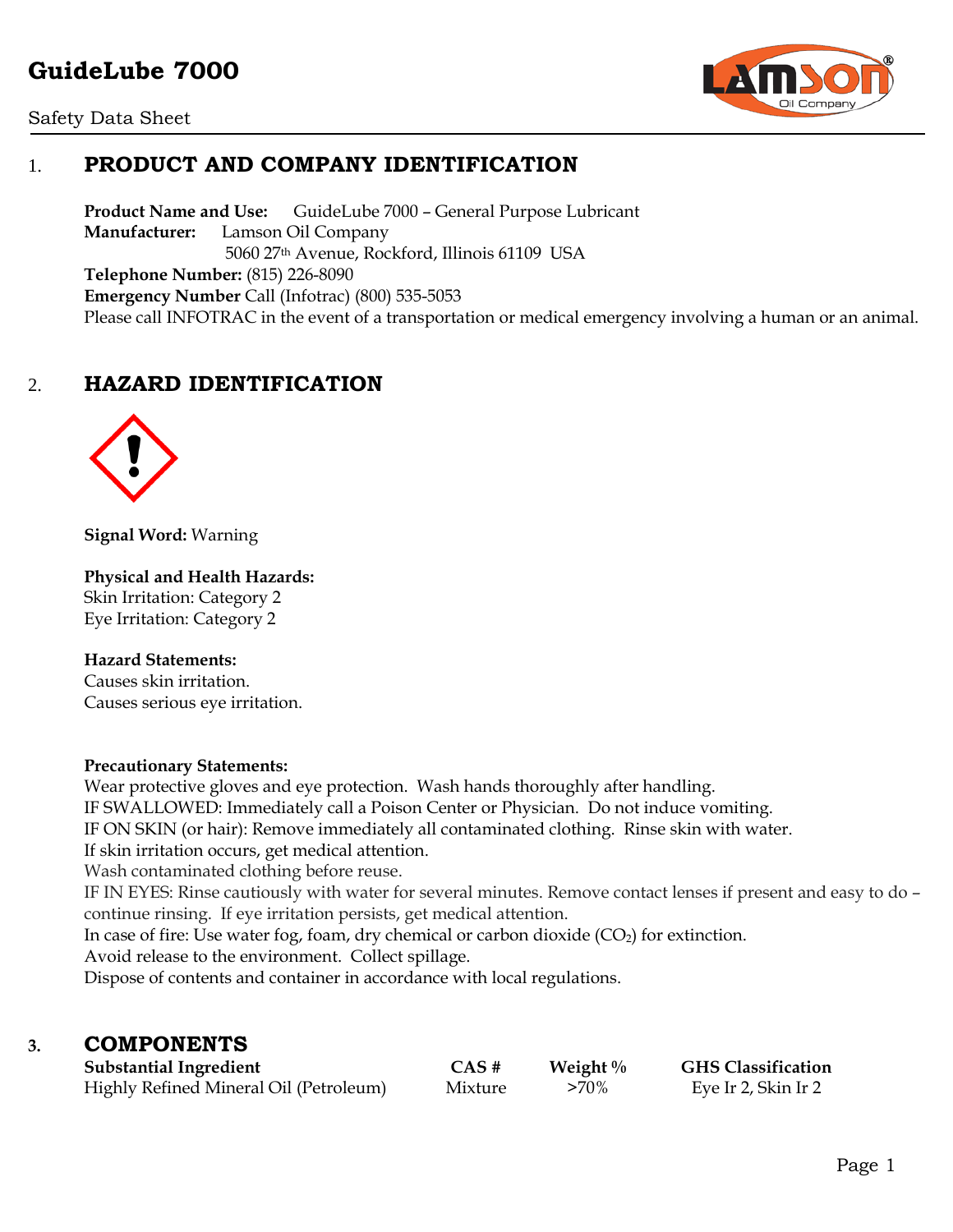# GuideLube 7000

Safety Data Sheet

## 1. PRODUCT AND COMPANY IDENTIFICATION

**Product Name and Use:** GuideLube 7000 – General Purpose Lubricant
**Manufacturer:** Lamson Oil Company
5060 27th Avenue, Rockford, Illinois 61109 USA
**Telephone Number:** (815) 226-8090
**Emergency Number** Call (Infotrac) (800) 535-5053
Please call INFOTRAC in the event of a transportation or medical emergency involving a human or an animal.

## 2. HAZARD IDENTIFICATION

**Signal Word:** Warning

**Physical and Health Hazards:**
Skin Irritation: Category 2
Eye Irritation: Category 2

**Hazard Statements:**
Causes skin irritation.
Causes serious eye irritation.

**Precautionary Statements:**
Wear protective gloves and eye protection. Wash hands thoroughly after handling.
IF SWALLOWED: Immediately call a Poison Center or Physician. Do not induce vomiting.
IF ON SKIN (or hair): Remove immediately all contaminated clothing. Rinse skin with water.
If skin irritation occurs, get medical attention.
Wash contaminated clothing before reuse.
IF IN EYES: Rinse cautiously with water for several minutes. Remove contact lenses if present and easy to do – continue rinsing. If eye irritation persists, get medical attention.
In case of fire: Use water fog, foam, dry chemical or carbon dioxide ($CO_2$) for extinction.
Avoid release to the environment. Collect spillage.
Dispose of contents and container in accordance with local regulations.

## 3. COMPONENTS

| Substantial Ingredient | CAS # | Weight % | GHS Classification |
|---|---|---|---|
| Highly Refined Mineral Oil (Petroleum) | Mixture | >70% | Eye Ir 2, Skin Ir 2 |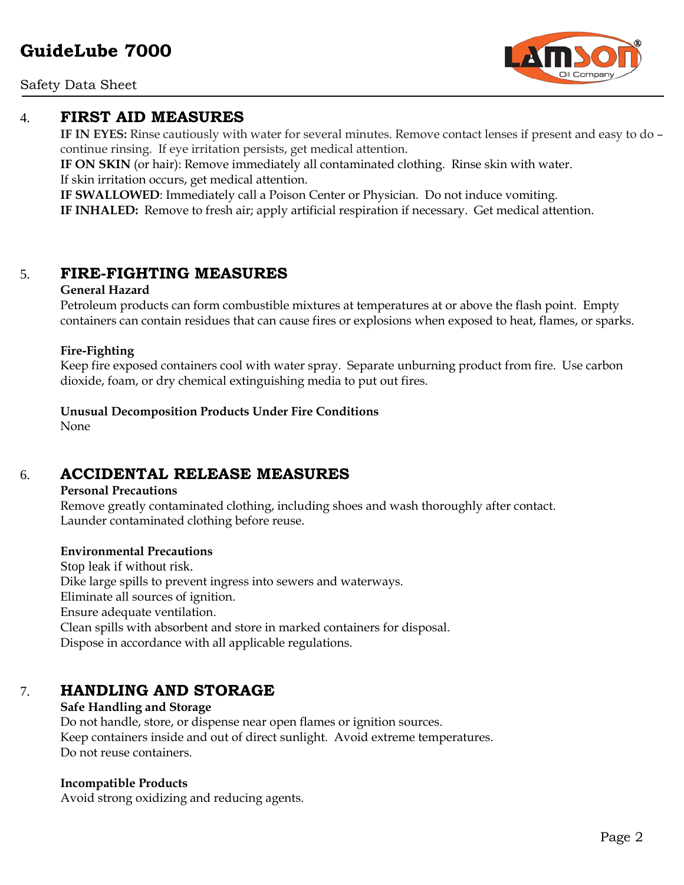## 4. FIRST AID MEASURES

**IF IN EYES:** Rinse cautiously with water for several minutes. Remove contact lenses if present and easy to do – continue rinsing. If eye irritation persists, get medical attention.
**IF ON SKIN** (or hair): Remove immediately all contaminated clothing. Rinse skin with water.
If skin irritation occurs, get medical attention.
**IF SWALLOWED**: Immediately call a Poison Center or Physician. Do not induce vomiting.
**IF INHALED:** Remove to fresh air; apply artificial respiration if necessary. Get medical attention.

## 5. FIRE-FIGHTING MEASURES

**General Hazard**
Petroleum products can form combustible mixtures at temperatures at or above the flash point. Empty containers can contain residues that can cause fires or explosions when exposed to heat, flames, or sparks.

**Fire-Fighting**
Keep fire exposed containers cool with water spray. Separate unburning product from fire. Use carbon dioxide, foam, or dry chemical extinguishing media to put out fires.

**Unusual Decomposition Products Under Fire Conditions**
None

## 6. ACCIDENTAL RELEASE MEASURES

**Personal Precautions**
Remove greatly contaminated clothing, including shoes and wash thoroughly after contact.
Launder contaminated clothing before reuse.

**Environmental Precautions**
Stop leak if without risk.
Dike large spills to prevent ingress into sewers and waterways.
Eliminate all sources of ignition.
Ensure adequate ventilation.
Clean spills with absorbent and store in marked containers for disposal.
Dispose in accordance with all applicable regulations.

## 7. HANDLING AND STORAGE

**Safe Handling and Storage**
Do not handle, store, or dispense near open flames or ignition sources.
Keep containers inside and out of direct sunlight. Avoid extreme temperatures.
Do not reuse containers.

**Incompatible Products**
Avoid strong oxidizing and reducing agents.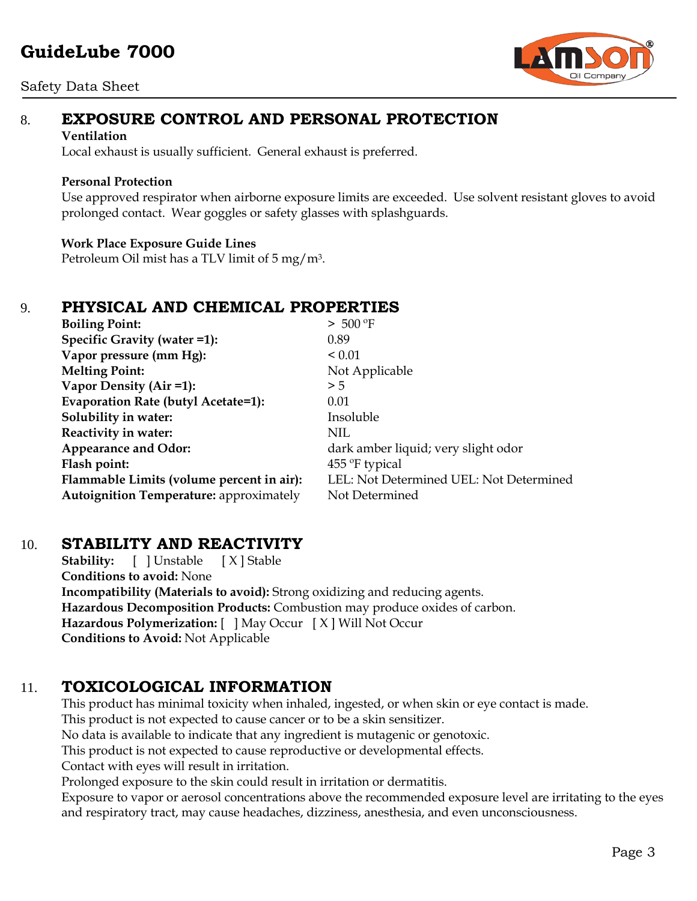## 8. EXPOSURE CONTROL AND PERSONAL PROTECTION

**Ventilation**

Local exhaust is usually sufficient. General exhaust is preferred.

**Personal Protection**

Use approved respirator when airborne exposure limits are exceeded. Use solvent resistant gloves to avoid prolonged contact. Wear goggles or safety glasses with splashguards.

**Work Place Exposure Guide Lines**

Petroleum Oil mist has a TLV limit of 5 $mg/m^3$.

## 9. PHYSICAL AND CHEMICAL PROPERTIES

| | |
|---|---|
| **Boiling Point:** | > 500 ºF |
| **Specific Gravity (water =1):** | 0.89 |
| **Vapor pressure (mm Hg):** | < 0.01 |
| **Melting Point:** | Not Applicable |
| **Vapor Density (Air =1):** | > 5 |
| **Evaporation Rate (butyl Acetate=1):** | 0.01 |
| **Solubility in water:** | Insoluble |
| **Reactivity in water:** | NIL |
| **Appearance and Odor:** | dark amber liquid; very slight odor |
| **Flash point:** | 455 ºF typical |
| **Flammable Limits (volume percent in air):** | LEL: Not Determined UEL: Not Determined |
| **Autoignition Temperature:** approximately | Not Determined |

## 10. STABILITY AND REACTIVITY

**Stability:** [ ] Unstable [ X ] Stable

**Conditions to avoid:** None

**Incompatibility (Materials to avoid):** Strong oxidizing and reducing agents.

**Hazardous Decomposition Products:** Combustion may produce oxides of carbon.

**Hazardous Polymerization:** [ ] May Occur [ X ] Will Not Occur

**Conditions to Avoid:** Not Applicable

## 11. TOXICOLOGICAL INFORMATION

This product has minimal toxicity when inhaled, ingested, or when skin or eye contact is made.
This product is not expected to cause cancer or to be a skin sensitizer.
No data is available to indicate that any ingredient is mutagenic or genotoxic.
This product is not expected to cause reproductive or developmental effects.
Contact with eyes will result in irritation.
Prolonged exposure to the skin could result in irritation or dermatitis.
Exposure to vapor or aerosol concentrations above the recommended exposure level are irritating to the eyes and respiratory tract, may cause headaches, dizziness, anesthesia, and even unconsciousness.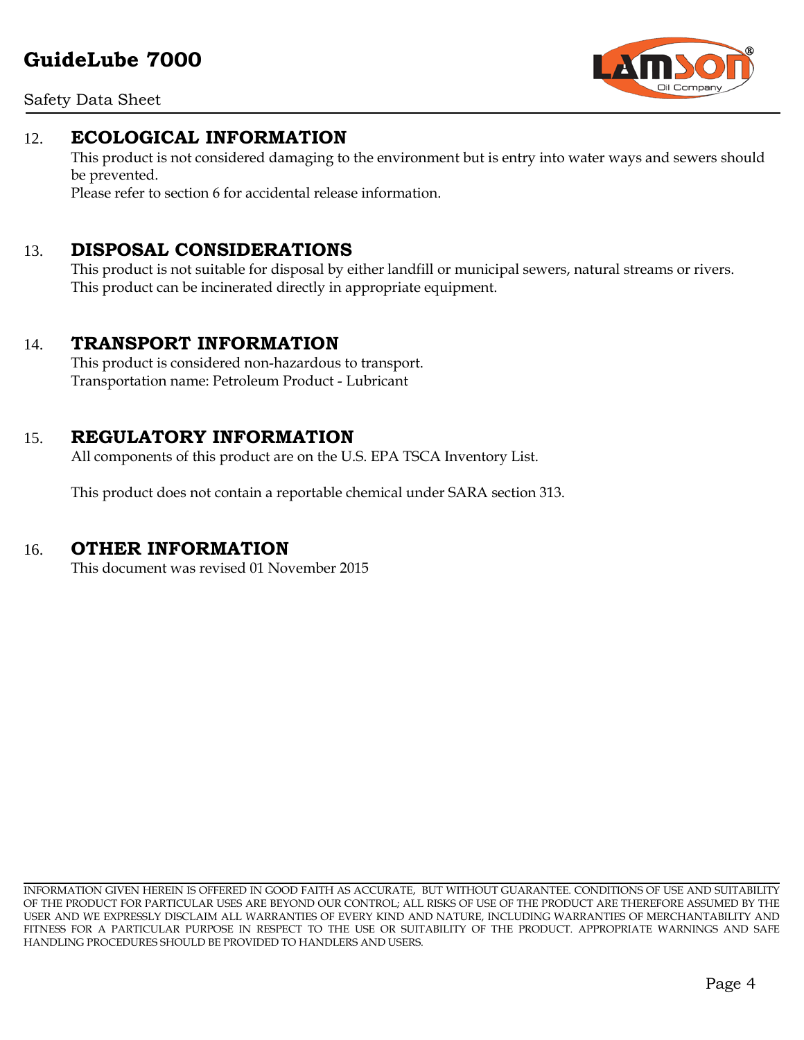## 12. ECOLOGICAL INFORMATION

This product is not considered damaging to the environment but is entry into water ways and sewers should be prevented.

Please refer to section 6 for accidental release information.

## 13. DISPOSAL CONSIDERATIONS

This product is not suitable for disposal by either landfill or municipal sewers, natural streams or rivers. This product can be incinerated directly in appropriate equipment.

## 14. TRANSPORT INFORMATION

This product is considered non-hazardous to transport.

Transportation name: Petroleum Product - Lubricant

## 15. REGULATORY INFORMATION

All components of this product are on the U.S. EPA TSCA Inventory List.

This product does not contain a reportable chemical under SARA section 313.

## 16. OTHER INFORMATION

This document was revised 01 November 2015

INFORMATION GIVEN HEREIN IS OFFERED IN GOOD FAITH AS ACCURATE, BUT WITHOUT GUARANTEE. CONDITIONS OF USE AND SUITABILITY OF THE PRODUCT FOR PARTICULAR USES ARE BEYOND OUR CONTROL; ALL RISKS OF USE OF THE PRODUCT ARE THEREFORE ASSUMED BY THE USER AND WE EXPRESSLY DISCLAIM ALL WARRANTIES OF EVERY KIND AND NATURE, INCLUDING WARRANTIES OF MERCHANTABILITY AND FITNESS FOR A PARTICULAR PURPOSE IN RESPECT TO THE USE OR SUITABILITY OF THE PRODUCT. APPROPRIATE WARNINGS AND SAFE HANDLING PROCEDURES SHOULD BE PROVIDED TO HANDLERS AND USERS.